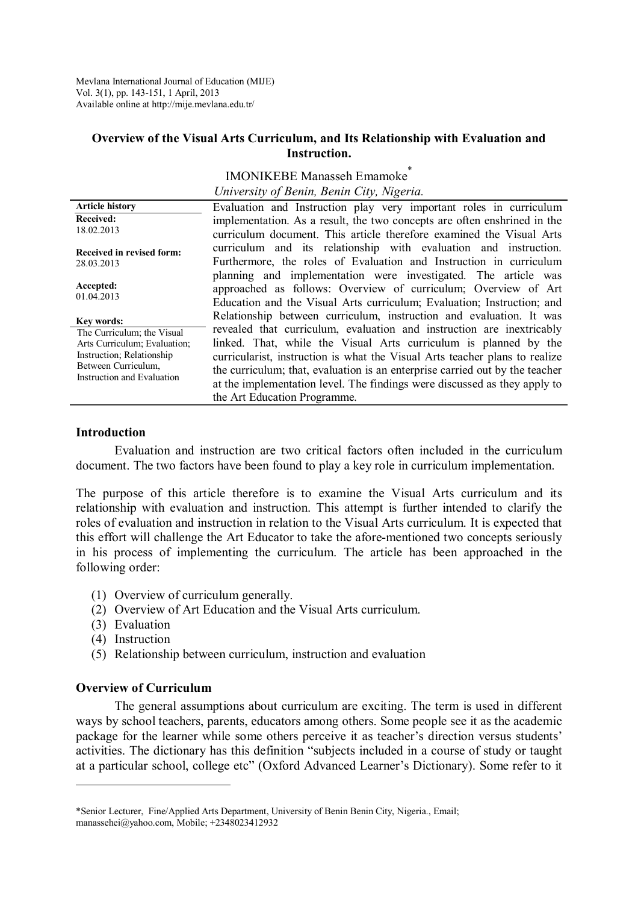Mevlana International Journal of Education (MIJE)
Vol. 3(1), pp. 143-151, 1 April, 2013
Available online at http://mije.mevlana.edu.tr/

# Overview of the Visual Arts Curriculum, and Its Relationship with Evaluation and Instruction.

IMONIKEBE Manasseh Emamoke*

*University of Benin, Benin City, Nigeria.*

**Article history**

**Received:**
18.02.2013

**Received in revised form:**
28.03.2013

**Accepted:**
01.04.2013

**Key words:**
The Curriculum; the Visual Arts Curriculum; Evaluation; Instruction; Relationship Between Curriculum, Instruction and Evaluation

Evaluation and Instruction play very important roles in curriculum implementation. As a result, the two concepts are often enshrined in the curriculum document. This article therefore examined the Visual Arts curriculum and its relationship with evaluation and instruction. Furthermore, the roles of Evaluation and Instruction in curriculum planning and implementation were investigated. The article was approached as follows: Overview of curriculum; Overview of Art Education and the Visual Arts curriculum; Evaluation; Instruction; and Relationship between curriculum, instruction and evaluation. It was revealed that curriculum, evaluation and instruction are inextricably linked. That, while the Visual Arts curriculum is planned by the curricularist, instruction is what the Visual Arts teacher plans to realize the curriculum; that, evaluation is an enterprise carried out by the teacher at the implementation level. The findings were discussed as they apply to the Art Education Programme.

## Introduction

Evaluation and instruction are two critical factors often included in the curriculum document. The two factors have been found to play a key role in curriculum implementation.

The purpose of this article therefore is to examine the Visual Arts curriculum and its relationship with evaluation and instruction. This attempt is further intended to clarify the roles of evaluation and instruction in relation to the Visual Arts curriculum. It is expected that this effort will challenge the Art Educator to take the afore-mentioned two concepts seriously in his process of implementing the curriculum. The article has been approached in the following order:

(1) Overview of curriculum generally.
(2) Overview of Art Education and the Visual Arts curriculum.
(3) Evaluation
(4) Instruction
(5) Relationship between curriculum, instruction and evaluation

## Overview of Curriculum

The general assumptions about curriculum are exciting. The term is used in different ways by school teachers, parents, educators among others. Some people see it as the academic package for the learner while some others perceive it as teacher's direction versus students' activities. The dictionary has this definition "subjects included in a course of study or taught at a particular school, college etc" (Oxford Advanced Learner's Dictionary). Some refer to it

---

*Senior Lecturer, Fine/Applied Arts Department, University of Benin Benin City, Nigeria., Email; manassehei@yahoo.com, Mobile; +2348023412932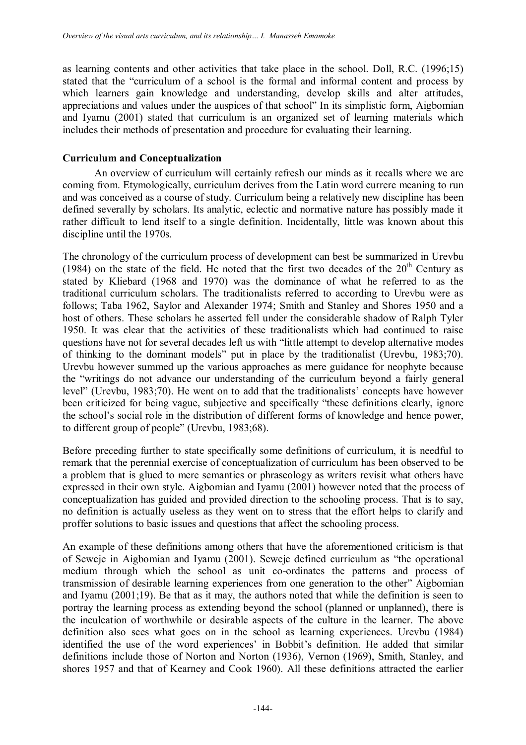as learning contents and other activities that take place in the school. Doll, R.C. (1996;15) stated that the "curriculum of a school is the formal and informal content and process by which learners gain knowledge and understanding, develop skills and alter attitudes, appreciations and values under the auspices of that school" In its simplistic form, Aigbomian and Iyamu (2001) stated that curriculum is an organized set of learning materials which includes their methods of presentation and procedure for evaluating their learning.

**Curriculum and Conceptualization**

An overview of curriculum will certainly refresh our minds as it recalls where we are coming from. Etymologically, curriculum derives from the Latin word currere meaning to run and was conceived as a course of study. Curriculum being a relatively new discipline has been defined severally by scholars. Its analytic, eclectic and normative nature has possibly made it rather difficult to lend itself to a single definition. Incidentally, little was known about this discipline until the 1970s.

The chronology of the curriculum process of development can best be summarized in Urevbu (1984) on the state of the field. He noted that the first two decades of the 20th Century as stated by Kliebard (1968 and 1970) was the dominance of what he referred to as the traditional curriculum scholars. The traditionalists referred to according to Urevbu were as follows; Taba 1962, Saylor and Alexander 1974; Smith and Stanley and Shores 1950 and a host of others. These scholars he asserted fell under the considerable shadow of Ralph Tyler 1950. It was clear that the activities of these traditionalists which had continued to raise questions have not for several decades left us with "little attempt to develop alternative modes of thinking to the dominant models" put in place by the traditionalist (Urevbu, 1983;70). Urevbu however summed up the various approaches as mere guidance for neophyte because the "writings do not advance our understanding of the curriculum beyond a fairly general level" (Urevbu, 1983;70). He went on to add that the traditionalists' concepts have however been criticized for being vague, subjective and specifically "these definitions clearly, ignore the school's social role in the distribution of different forms of knowledge and hence power, to different group of people" (Urevbu, 1983;68).

Before preceding further to state specifically some definitions of curriculum, it is needful to remark that the perennial exercise of conceptualization of curriculum has been observed to be a problem that is glued to mere semantics or phraseology as writers revisit what others have expressed in their own style. Aigbomian and Iyamu (2001) however noted that the process of conceptualization has guided and provided direction to the schooling process. That is to say, no definition is actually useless as they went on to stress that the effort helps to clarify and proffer solutions to basic issues and questions that affect the schooling process.

An example of these definitions among others that have the aforementioned criticism is that of Seweje in Aigbomian and Iyamu (2001). Seweje defined curriculum as "the operational medium through which the school as unit co-ordinates the patterns and process of transmission of desirable learning experiences from one generation to the other" Aigbomian and Iyamu (2001;19). Be that as it may, the authors noted that while the definition is seen to portray the learning process as extending beyond the school (planned or unplanned), there is the inculcation of worthwhile or desirable aspects of the culture in the learner. The above definition also sees what goes on in the school as learning experiences. Urevbu (1984) identified the use of the word experiences' in Bobbit's definition. He added that similar definitions include those of Norton and Norton (1936), Vernon (1969), Smith, Stanley, and shores 1957 and that of Kearney and Cook 1960). All these definitions attracted the earlier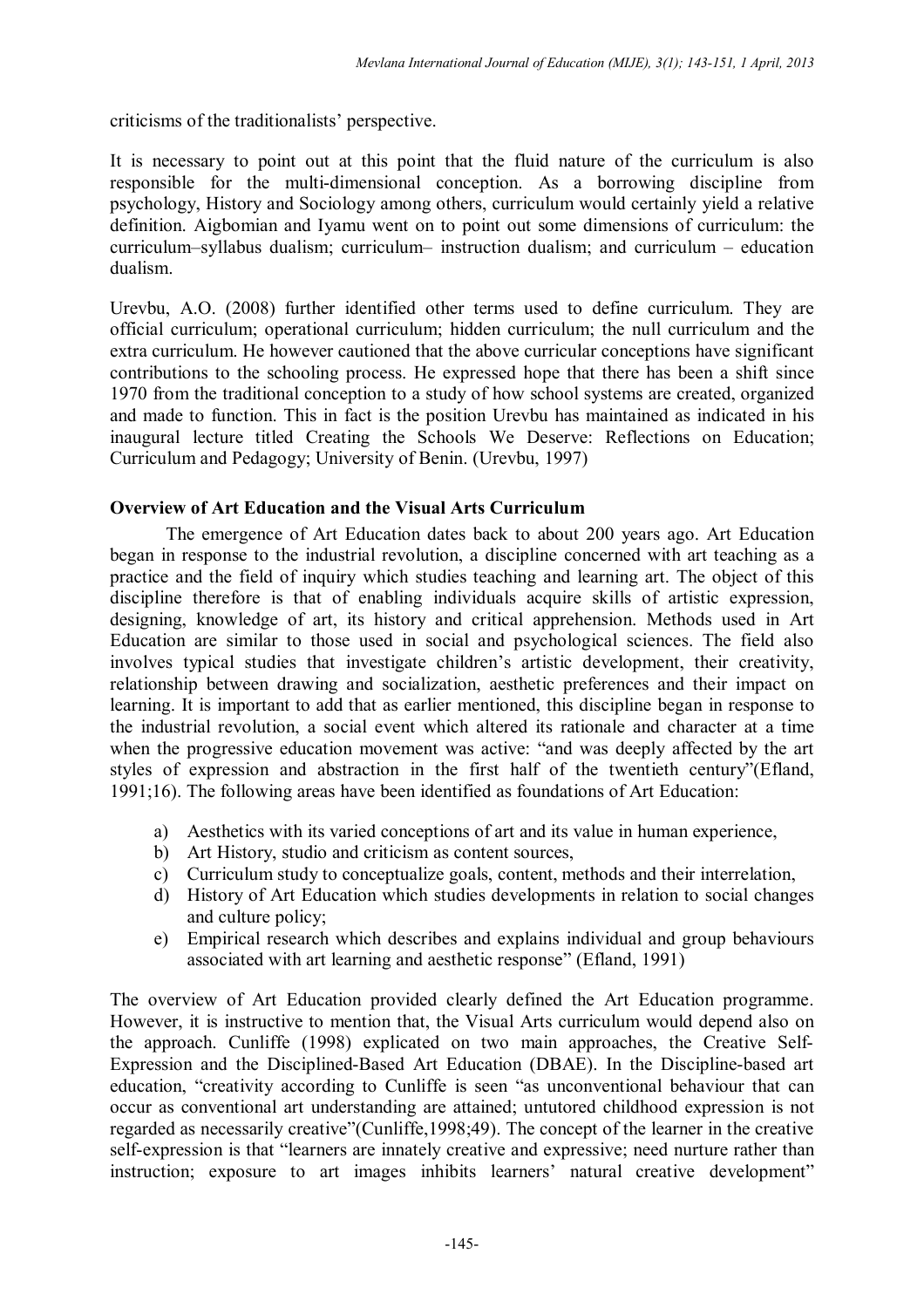criticisms of the traditionalists' perspective.

It is necessary to point out at this point that the fluid nature of the curriculum is also responsible for the multi-dimensional conception. As a borrowing discipline from psychology, History and Sociology among others, curriculum would certainly yield a relative definition. Aigbomian and Iyamu went on to point out some dimensions of curriculum: the curriculum–syllabus dualism; curriculum– instruction dualism; and curriculum – education dualism.

Urevbu, A.O. (2008) further identified other terms used to define curriculum. They are official curriculum; operational curriculum; hidden curriculum; the null curriculum and the extra curriculum. He however cautioned that the above curricular conceptions have significant contributions to the schooling process. He expressed hope that there has been a shift since 1970 from the traditional conception to a study of how school systems are created, organized and made to function. This in fact is the position Urevbu has maintained as indicated in his inaugural lecture titled Creating the Schools We Deserve: Reflections on Education; Curriculum and Pedagogy; University of Benin. (Urevbu, 1997)

**Overview of Art Education and the Visual Arts Curriculum**

The emergence of Art Education dates back to about 200 years ago. Art Education began in response to the industrial revolution, a discipline concerned with art teaching as a practice and the field of inquiry which studies teaching and learning art. The object of this discipline therefore is that of enabling individuals acquire skills of artistic expression, designing, knowledge of art, its history and critical apprehension. Methods used in Art Education are similar to those used in social and psychological sciences. The field also involves typical studies that investigate children's artistic development, their creativity, relationship between drawing and socialization, aesthetic preferences and their impact on learning. It is important to add that as earlier mentioned, this discipline began in response to the industrial revolution, a social event which altered its rationale and character at a time when the progressive education movement was active: "and was deeply affected by the art styles of expression and abstraction in the first half of the twentieth century"(Efland, 1991;16). The following areas have been identified as foundations of Art Education:

a) Aesthetics with its varied conceptions of art and its value in human experience,
b) Art History, studio and criticism as content sources,
c) Curriculum study to conceptualize goals, content, methods and their interrelation,
d) History of Art Education which studies developments in relation to social changes and culture policy;
e) Empirical research which describes and explains individual and group behaviours associated with art learning and aesthetic response" (Efland, 1991)

The overview of Art Education provided clearly defined the Art Education programme. However, it is instructive to mention that, the Visual Arts curriculum would depend also on the approach. Cunliffe (1998) explicated on two main approaches, the Creative Self-Expression and the Disciplined-Based Art Education (DBAE). In the Discipline-based art education, "creativity according to Cunliffe is seen "as unconventional behaviour that can occur as conventional art understanding are attained; untutored childhood expression is not regarded as necessarily creative"(Cunliffe,1998;49). The concept of the learner in the creative self-expression is that "learners are innately creative and expressive; need nurture rather than instruction; exposure to art images inhibits learners' natural creative development"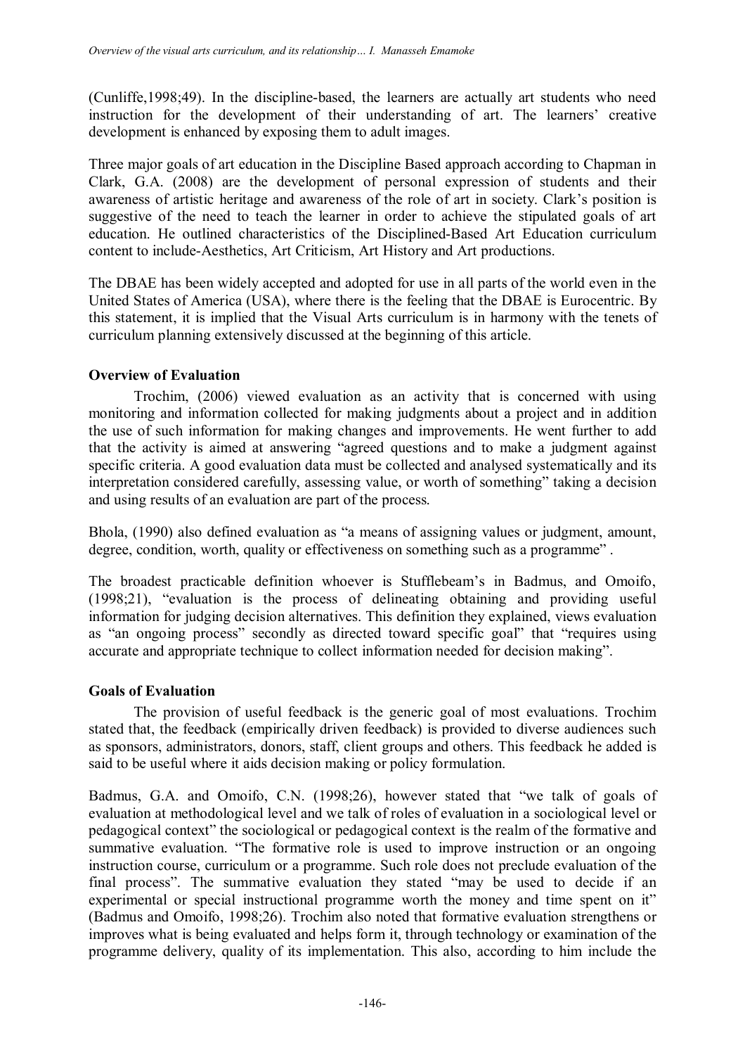(Cunliffe,1998;49). In the discipline-based, the learners are actually art students who need instruction for the development of their understanding of art. The learners' creative development is enhanced by exposing them to adult images.

Three major goals of art education in the Discipline Based approach according to Chapman in Clark, G.A. (2008) are the development of personal expression of students and their awareness of artistic heritage and awareness of the role of art in society. Clark's position is suggestive of the need to teach the learner in order to achieve the stipulated goals of art education. He outlined characteristics of the Disciplined-Based Art Education curriculum content to include-Aesthetics, Art Criticism, Art History and Art productions.

The DBAE has been widely accepted and adopted for use in all parts of the world even in the United States of America (USA), where there is the feeling that the DBAE is Eurocentric. By this statement, it is implied that the Visual Arts curriculum is in harmony with the tenets of curriculum planning extensively discussed at the beginning of this article.

**Overview of Evaluation**

Trochim, (2006) viewed evaluation as an activity that is concerned with using monitoring and information collected for making judgments about a project and in addition the use of such information for making changes and improvements. He went further to add that the activity is aimed at answering "agreed questions and to make a judgment against specific criteria. A good evaluation data must be collected and analysed systematically and its interpretation considered carefully, assessing value, or worth of something" taking a decision and using results of an evaluation are part of the process.

Bhola, (1990) also defined evaluation as "a means of assigning values or judgment, amount, degree, condition, worth, quality or effectiveness on something such as a programme" .

The broadest practicable definition whoever is Stufflebeam's in Badmus, and Omoifo, (1998;21), "evaluation is the process of delineating obtaining and providing useful information for judging decision alternatives. This definition they explained, views evaluation as "an ongoing process" secondly as directed toward specific goal" that "requires using accurate and appropriate technique to collect information needed for decision making".

**Goals of Evaluation**

The provision of useful feedback is the generic goal of most evaluations. Trochim stated that, the feedback (empirically driven feedback) is provided to diverse audiences such as sponsors, administrators, donors, staff, client groups and others. This feedback he added is said to be useful where it aids decision making or policy formulation.

Badmus, G.A. and Omoifo, C.N. (1998;26), however stated that "we talk of goals of evaluation at methodological level and we talk of roles of evaluation in a sociological level or pedagogical context" the sociological or pedagogical context is the realm of the formative and summative evaluation. "The formative role is used to improve instruction or an ongoing instruction course, curriculum or a programme. Such role does not preclude evaluation of the final process". The summative evaluation they stated "may be used to decide if an experimental or special instructional programme worth the money and time spent on it" (Badmus and Omoifo, 1998;26). Trochim also noted that formative evaluation strengthens or improves what is being evaluated and helps form it, through technology or examination of the programme delivery, quality of its implementation. This also, according to him include the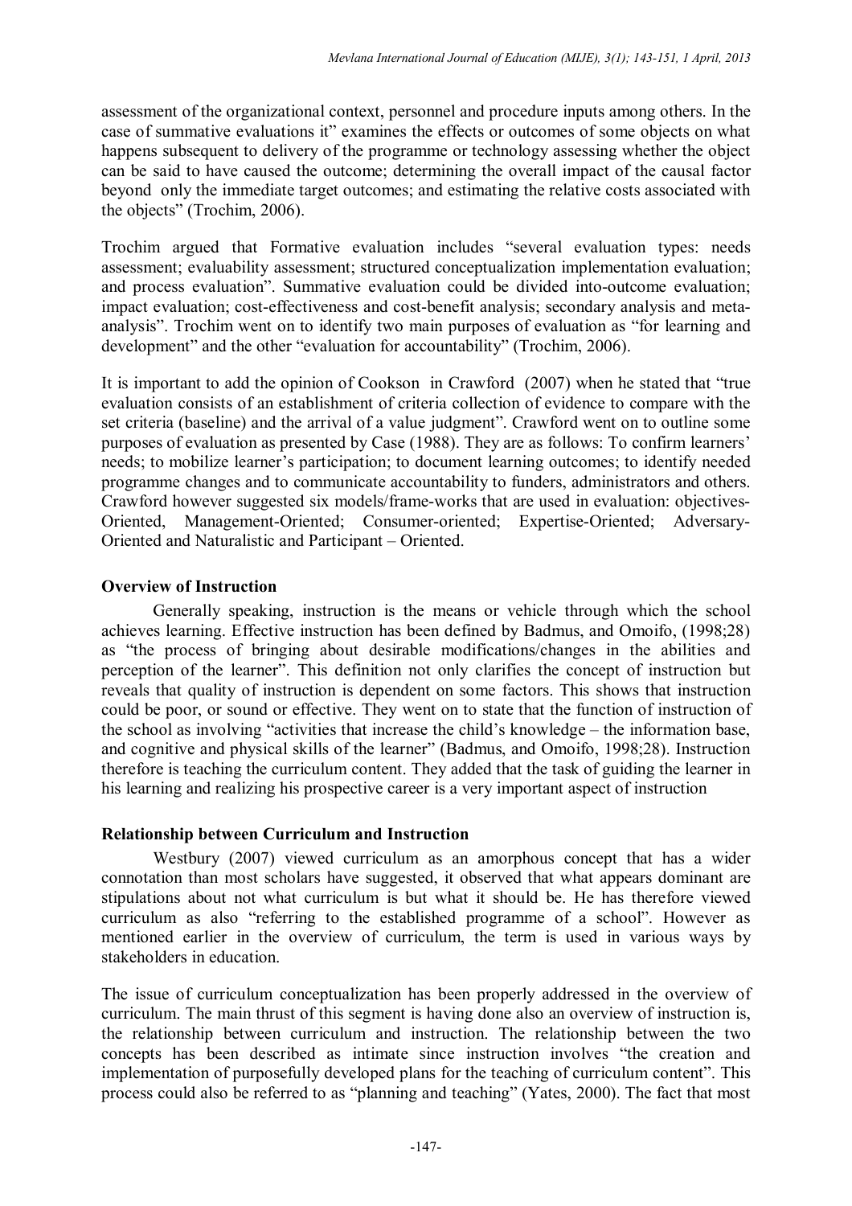assessment of the organizational context, personnel and procedure inputs among others. In the case of summative evaluations it" examines the effects or outcomes of some objects on what happens subsequent to delivery of the programme or technology assessing whether the object can be said to have caused the outcome; determining the overall impact of the causal factor beyond only the immediate target outcomes; and estimating the relative costs associated with the objects" (Trochim, 2006).

Trochim argued that Formative evaluation includes "several evaluation types: needs assessment; evaluability assessment; structured conceptualization implementation evaluation; and process evaluation". Summative evaluation could be divided into-outcome evaluation; impact evaluation; cost-effectiveness and cost-benefit analysis; secondary analysis and meta-analysis". Trochim went on to identify two main purposes of evaluation as "for learning and development" and the other "evaluation for accountability" (Trochim, 2006).

It is important to add the opinion of Cookson in Crawford (2007) when he stated that "true evaluation consists of an establishment of criteria collection of evidence to compare with the set criteria (baseline) and the arrival of a value judgment". Crawford went on to outline some purposes of evaluation as presented by Case (1988). They are as follows: To confirm learners' needs; to mobilize learner's participation; to document learning outcomes; to identify needed programme changes and to communicate accountability to funders, administrators and others. Crawford however suggested six models/frame-works that are used in evaluation: objectives-Oriented, Management-Oriented; Consumer-oriented; Expertise-Oriented; Adversary-Oriented and Naturalistic and Participant – Oriented.

**Overview of Instruction**

Generally speaking, instruction is the means or vehicle through which the school achieves learning. Effective instruction has been defined by Badmus, and Omoifo, (1998;28) as "the process of bringing about desirable modifications/changes in the abilities and perception of the learner". This definition not only clarifies the concept of instruction but reveals that quality of instruction is dependent on some factors. This shows that instruction could be poor, or sound or effective. They went on to state that the function of instruction of the school as involving "activities that increase the child's knowledge – the information base, and cognitive and physical skills of the learner" (Badmus, and Omoifo, 1998;28). Instruction therefore is teaching the curriculum content. They added that the task of guiding the learner in his learning and realizing his prospective career is a very important aspect of instruction

**Relationship between Curriculum and Instruction**

Westbury (2007) viewed curriculum as an amorphous concept that has a wider connotation than most scholars have suggested, it observed that what appears dominant are stipulations about not what curriculum is but what it should be. He has therefore viewed curriculum as also "referring to the established programme of a school". However as mentioned earlier in the overview of curriculum, the term is used in various ways by stakeholders in education.

The issue of curriculum conceptualization has been properly addressed in the overview of curriculum. The main thrust of this segment is having done also an overview of instruction is, the relationship between curriculum and instruction. The relationship between the two concepts has been described as intimate since instruction involves "the creation and implementation of purposefully developed plans for the teaching of curriculum content". This process could also be referred to as "planning and teaching" (Yates, 2000). The fact that most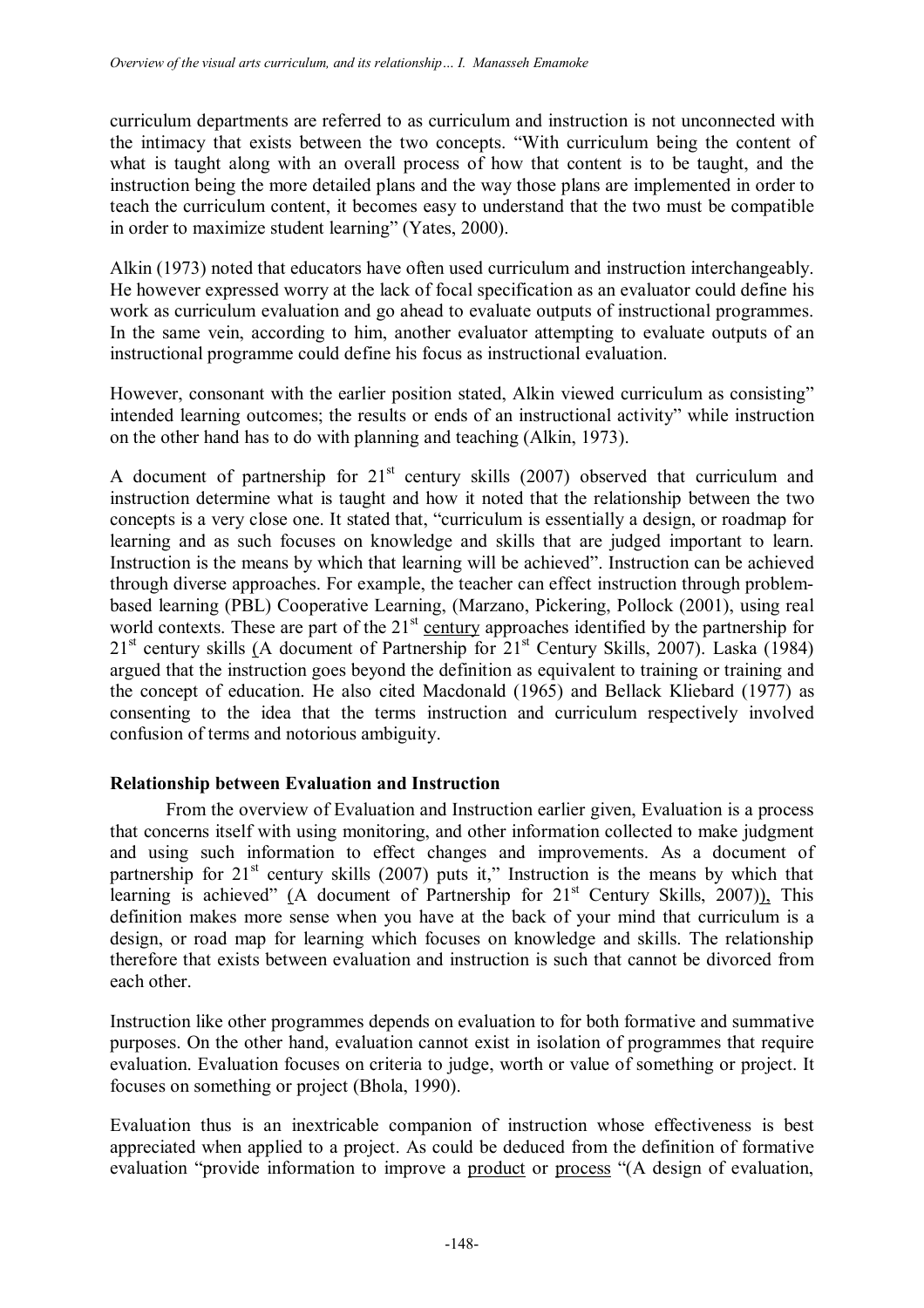curriculum departments are referred to as curriculum and instruction is not unconnected with the intimacy that exists between the two concepts. "With curriculum being the content of what is taught along with an overall process of how that content is to be taught, and the instruction being the more detailed plans and the way those plans are implemented in order to teach the curriculum content, it becomes easy to understand that the two must be compatible in order to maximize student learning" (Yates, 2000).

Alkin (1973) noted that educators have often used curriculum and instruction interchangeably. He however expressed worry at the lack of focal specification as an evaluator could define his work as curriculum evaluation and go ahead to evaluate outputs of instructional programmes. In the same vein, according to him, another evaluator attempting to evaluate outputs of an instructional programme could define his focus as instructional evaluation.

However, consonant with the earlier position stated, Alkin viewed curriculum as consisting" intended learning outcomes; the results or ends of an instructional activity" while instruction on the other hand has to do with planning and teaching (Alkin, 1973).

A document of partnership for 21st century skills (2007) observed that curriculum and instruction determine what is taught and how it noted that the relationship between the two concepts is a very close one. It stated that, "curriculum is essentially a design, or roadmap for learning and as such focuses on knowledge and skills that are judged important to learn. Instruction is the means by which that learning will be achieved". Instruction can be achieved through diverse approaches. For example, the teacher can effect instruction through problem-based learning (PBL) Cooperative Learning, (Marzano, Pickering, Pollock (2001), using real world contexts. These are part of the 21st century approaches identified by the partnership for 21st century skills (A document of Partnership for 21st Century Skills, 2007). Laska (1984) argued that the instruction goes beyond the definition as equivalent to training or training and the concept of education. He also cited Macdonald (1965) and Bellack Kliebard (1977) as consenting to the idea that the terms instruction and curriculum respectively involved confusion of terms and notorious ambiguity.

**Relationship between Evaluation and Instruction**

From the overview of Evaluation and Instruction earlier given, Evaluation is a process that concerns itself with using monitoring, and other information collected to make judgment and using such information to effect changes and improvements. As a document of partnership for 21st century skills (2007) puts it," Instruction is the means by which that learning is achieved" (A document of Partnership for 21st Century Skills, 2007)), This definition makes more sense when you have at the back of your mind that curriculum is a design, or road map for learning which focuses on knowledge and skills. The relationship therefore that exists between evaluation and instruction is such that cannot be divorced from each other.

Instruction like other programmes depends on evaluation to for both formative and summative purposes. On the other hand, evaluation cannot exist in isolation of programmes that require evaluation. Evaluation focuses on criteria to judge, worth or value of something or project. It focuses on something or project (Bhola, 1990).

Evaluation thus is an inextricable companion of instruction whose effectiveness is best appreciated when applied to a project. As could be deduced from the definition of formative evaluation "provide information to improve a product or process "(A design of evaluation,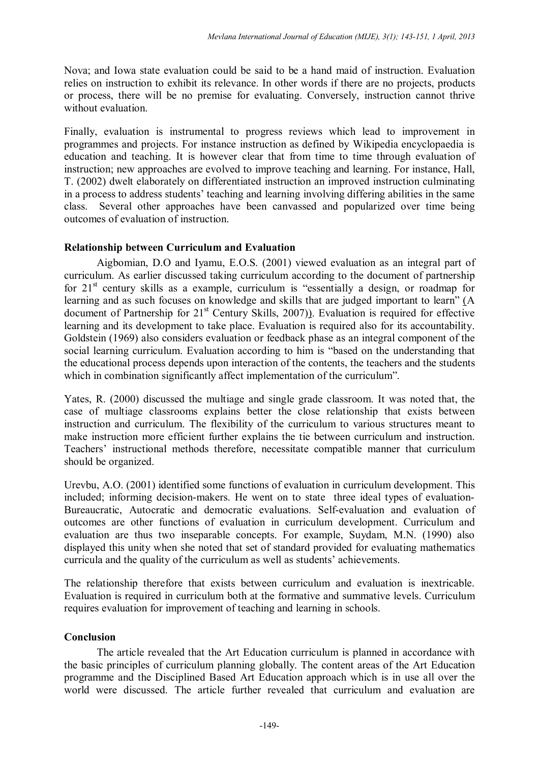Nova; and Iowa state evaluation could be said to be a hand maid of instruction. Evaluation relies on instruction to exhibit its relevance. In other words if there are no projects, products or process, there will be no premise for evaluating. Conversely, instruction cannot thrive without evaluation.

Finally, evaluation is instrumental to progress reviews which lead to improvement in programmes and projects. For instance instruction as defined by Wikipedia encyclopaedia is education and teaching. It is however clear that from time to time through evaluation of instruction; new approaches are evolved to improve teaching and learning. For instance, Hall, T. (2002) dwelt elaborately on differentiated instruction an improved instruction culminating in a process to address students' teaching and learning involving differing abilities in the same class. Several other approaches have been canvassed and popularized over time being outcomes of evaluation of instruction.

**Relationship between Curriculum and Evaluation**

Aigbomian, D.O and Iyamu, E.O.S. (2001) viewed evaluation as an integral part of curriculum. As earlier discussed taking curriculum according to the document of partnership for 21st century skills as a example, curriculum is "essentially a design, or roadmap for learning and as such focuses on knowledge and skills that are judged important to learn" (A document of Partnership for 21st Century Skills, 2007)). Evaluation is required for effective learning and its development to take place. Evaluation is required also for its accountability. Goldstein (1969) also considers evaluation or feedback phase as an integral component of the social learning curriculum. Evaluation according to him is "based on the understanding that the educational process depends upon interaction of the contents, the teachers and the students which in combination significantly affect implementation of the curriculum".

Yates, R. (2000) discussed the multiage and single grade classroom. It was noted that, the case of multiage classrooms explains better the close relationship that exists between instruction and curriculum. The flexibility of the curriculum to various structures meant to make instruction more efficient further explains the tie between curriculum and instruction. Teachers' instructional methods therefore, necessitate compatible manner that curriculum should be organized.

Urevbu, A.O. (2001) identified some functions of evaluation in curriculum development. This included; informing decision-makers. He went on to state three ideal types of evaluation- Bureaucratic, Autocratic and democratic evaluations. Self-evaluation and evaluation of outcomes are other functions of evaluation in curriculum development. Curriculum and evaluation are thus two inseparable concepts. For example, Suydam, M.N. (1990) also displayed this unity when she noted that set of standard provided for evaluating mathematics curricula and the quality of the curriculum as well as students' achievements.

The relationship therefore that exists between curriculum and evaluation is inextricable. Evaluation is required in curriculum both at the formative and summative levels. Curriculum requires evaluation for improvement of teaching and learning in schools.

**Conclusion**

The article revealed that the Art Education curriculum is planned in accordance with the basic principles of curriculum planning globally. The content areas of the Art Education programme and the Disciplined Based Art Education approach which is in use all over the world were discussed. The article further revealed that curriculum and evaluation are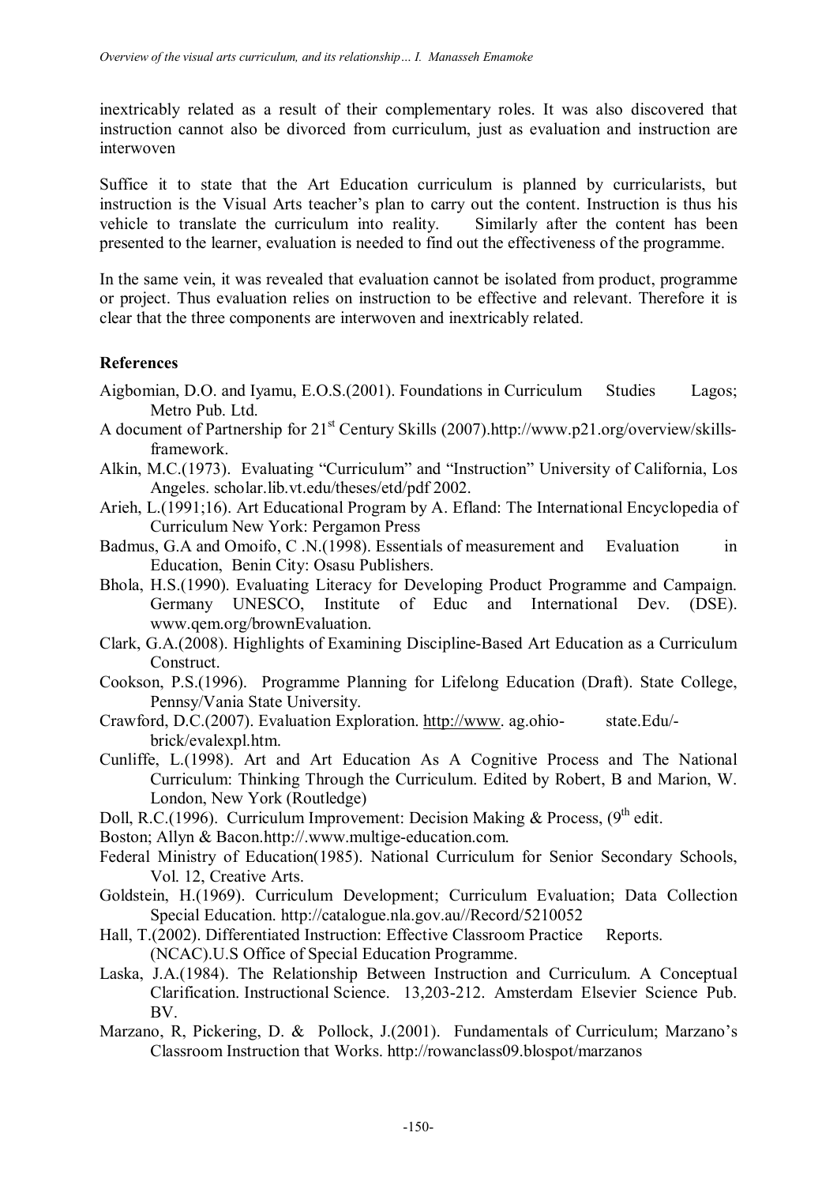inextricably related as a result of their complementary roles. It was also discovered that instruction cannot also be divorced from curriculum, just as evaluation and instruction are interwoven

Suffice it to state that the Art Education curriculum is planned by curricularists, but instruction is the Visual Arts teacher's plan to carry out the content. Instruction is thus his vehicle to translate the curriculum into reality. Similarly after the content has been presented to the learner, evaluation is needed to find out the effectiveness of the programme.

In the same vein, it was revealed that evaluation cannot be isolated from product, programme or project. Thus evaluation relies on instruction to be effective and relevant. Therefore it is clear that the three components are interwoven and inextricably related.

## References

Aigbomian, D.O. and Iyamu, E.O.S.(2001). Foundations in Curriculum Studies Lagos; Metro Pub. Ltd.

A document of Partnership for 21st Century Skills (2007).http://www.p21.org/overview/skills-framework.

Alkin, M.C.(1973). Evaluating "Curriculum" and "Instruction" University of California, Los Angeles. scholar.lib.vt.edu/theses/etd/pdf 2002.

Arieh, L.(1991;16). Art Educational Program by A. Efland: The International Encyclopedia of Curriculum New York: Pergamon Press

Badmus, G.A and Omoifo, C .N.(1998). Essentials of measurement and Evaluation in Education, Benin City: Osasu Publishers.

Bhola, H.S.(1990). Evaluating Literacy for Developing Product Programme and Campaign. Germany UNESCO, Institute of Educ and International Dev. (DSE). www.qem.org/brownEvaluation.

Clark, G.A.(2008). Highlights of Examining Discipline-Based Art Education as a Curriculum Construct.

Cookson, P.S.(1996). Programme Planning for Lifelong Education (Draft). State College, Pennsy/Vania State University.

Crawford, D.C.(2007). Evaluation Exploration. http://www. ag.ohio- state.Edu/-brick/evalexpl.htm.

Cunliffe, L.(1998). Art and Art Education As A Cognitive Process and The National Curriculum: Thinking Through the Curriculum. Edited by Robert, B and Marion, W. London, New York (Routledge)

Doll, R.C.(1996). Curriculum Improvement: Decision Making & Process, (9th edit.

Boston; Allyn & Bacon.http://.www.multige-education.com.

Federal Ministry of Education(1985). National Curriculum for Senior Secondary Schools, Vol. 12, Creative Arts.

Goldstein, H.(1969). Curriculum Development; Curriculum Evaluation; Data Collection Special Education. http://catalogue.nla.gov.au//Record/5210052

Hall, T.(2002). Differentiated Instruction: Effective Classroom Practice Reports. (NCAC).U.S Office of Special Education Programme.

Laska, J.A.(1984). The Relationship Between Instruction and Curriculum. A Conceptual Clarification. Instructional Science. 13,203-212. Amsterdam Elsevier Science Pub. BV.

Marzano, R, Pickering, D. & Pollock, J.(2001). Fundamentals of Curriculum; Marzano's Classroom Instruction that Works. http://rowanclass09.blospot/marzanos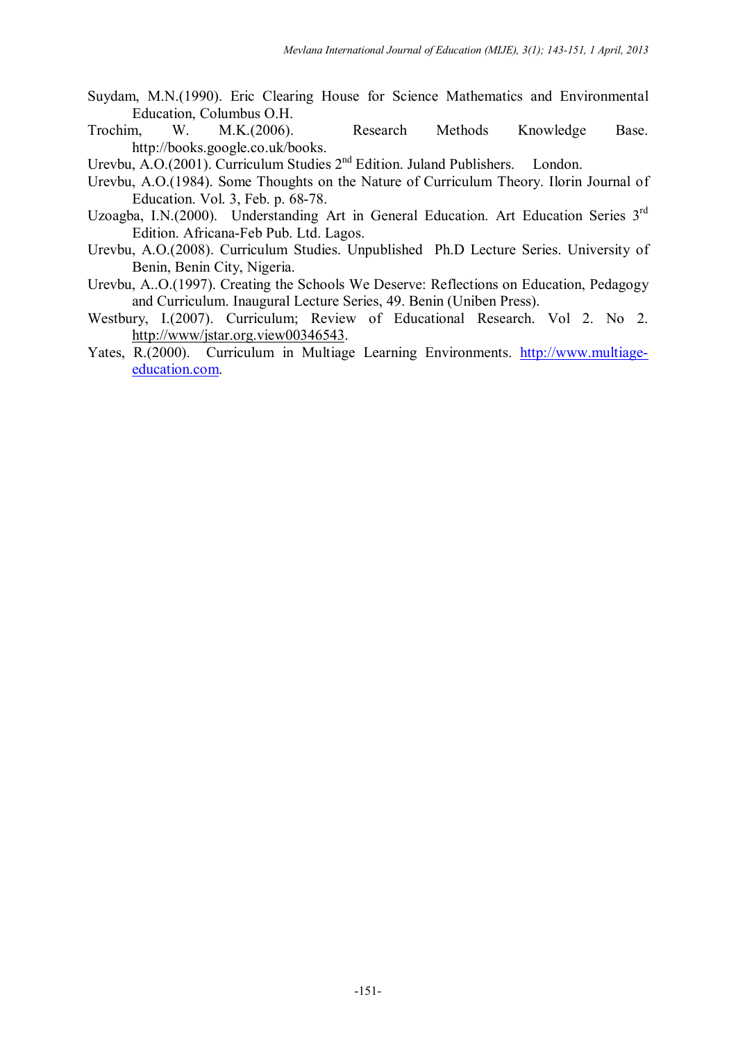Suydam, M.N.(1990). Eric Clearing House for Science Mathematics and Environmental Education, Columbus O.H.

Trochim, W. M.K.(2006). Research Methods Knowledge Base. http://books.google.co.uk/books.

Urevbu, A.O.(2001). Curriculum Studies 2nd Edition. Juland Publishers. London.

Urevbu, A.O.(1984). Some Thoughts on the Nature of Curriculum Theory. Ilorin Journal of Education. Vol. 3, Feb. p. 68-78.

Uzoagba, I.N.(2000). Understanding Art in General Education. Art Education Series 3rd Edition. Africana-Feb Pub. Ltd. Lagos.

Urevbu, A.O.(2008). Curriculum Studies. Unpublished Ph.D Lecture Series. University of Benin, Benin City, Nigeria.

Urevbu, A..O.(1997). Creating the Schools We Deserve: Reflections on Education, Pedagogy and Curriculum. Inaugural Lecture Series, 49. Benin (Uniben Press).

Westbury, I.(2007). Curriculum; Review of Educational Research. Vol 2. No 2. http://www/jstar.org.view00346543.

Yates, R.(2000). Curriculum in Multiage Learning Environments. http://www.multiage-education.com.